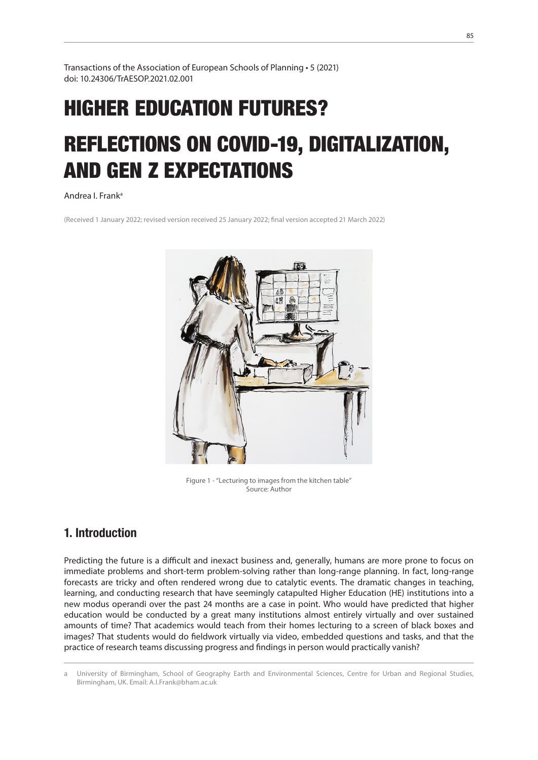Transactions of the Association of European Schools of Planning • 5 (2021)
doi: 10.24306/TrAESOP.2021.02.001

# HIGHER EDUCATION FUTURES?

# REFLECTIONS ON COVID-19, DIGITALIZATION, AND GEN Z EXPECTATIONS

Andrea I. Frank[a]

(Received 1 January 2022; revised version received 25 January 2022; final version accepted 21 March 2022)

Figure 1 - "Lecturing to images from the kitchen table"
Source: Author

## 1. Introduction

Predicting the future is a difficult and inexact business and, generally, humans are more prone to focus on immediate problems and short-term problem-solving rather than long-range planning. In fact, long-range forecasts are tricky and often rendered wrong due to catalytic events. The dramatic changes in teaching, learning, and conducting research that have seemingly catapulted Higher Education (HE) institutions into a new modus operandi over the past 24 months are a case in point. Who would have predicted that higher education would be conducted by a great many institutions almost entirely virtually and over sustained amounts of time? That academics would teach from their homes lecturing to a screen of black boxes and images? That students would do fieldwork virtually via video, embedded questions and tasks, and that the practice of research teams discussing progress and findings in person would practically vanish?

---

a University of Birmingham, School of Geography Earth and Environmental Sciences, Centre for Urban and Regional Studies, Birmingham, UK. Email: A.I.Frank@bham.ac.uk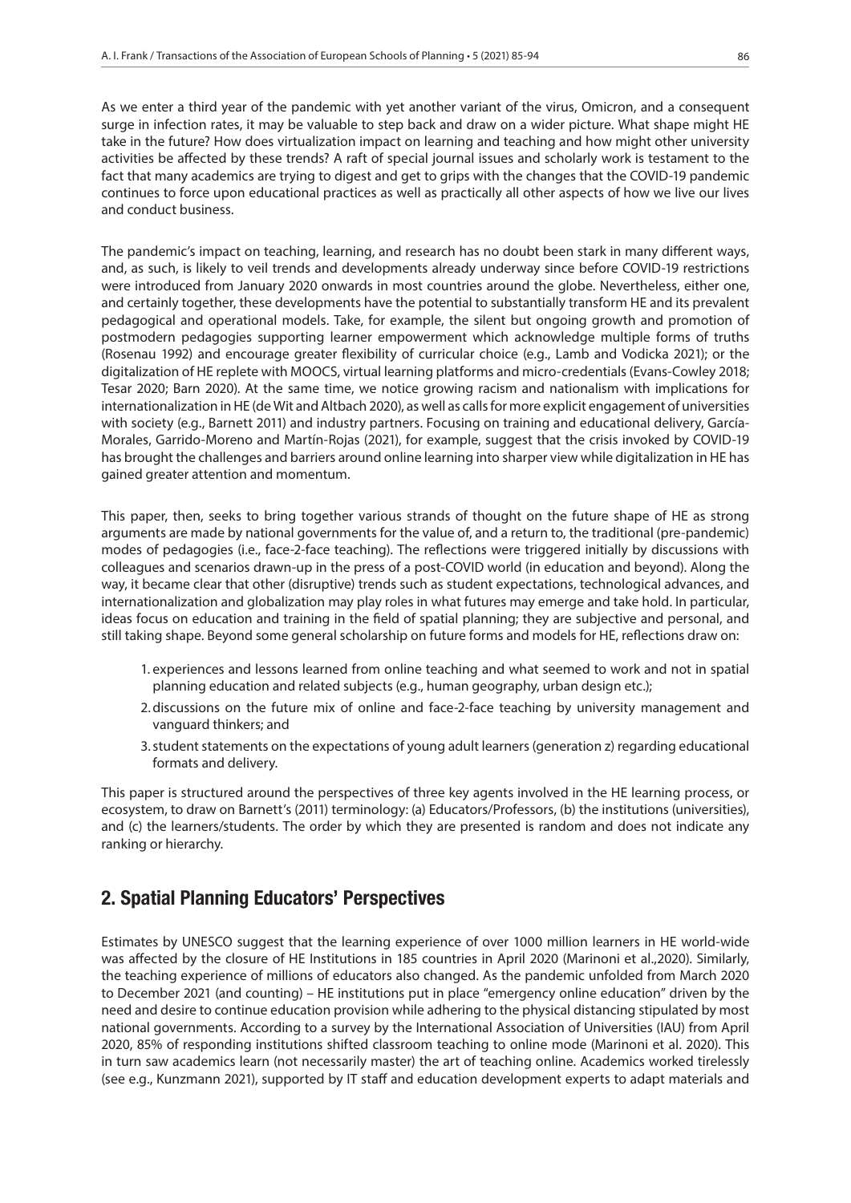As we enter a third year of the pandemic with yet another variant of the virus, Omicron, and a consequent surge in infection rates, it may be valuable to step back and draw on a wider picture. What shape might HE take in the future? How does virtualization impact on learning and teaching and how might other university activities be affected by these trends? A raft of special journal issues and scholarly work is testament to the fact that many academics are trying to digest and get to grips with the changes that the COVID-19 pandemic continues to force upon educational practices as well as practically all other aspects of how we live our lives and conduct business.

The pandemic's impact on teaching, learning, and research has no doubt been stark in many different ways, and, as such, is likely to veil trends and developments already underway since before COVID-19 restrictions were introduced from January 2020 onwards in most countries around the globe. Nevertheless, either one, and certainly together, these developments have the potential to substantially transform HE and its prevalent pedagogical and operational models. Take, for example, the silent but ongoing growth and promotion of postmodern pedagogies supporting learner empowerment which acknowledge multiple forms of truths (Rosenau 1992) and encourage greater flexibility of curricular choice (e.g., Lamb and Vodicka 2021); or the digitalization of HE replete with MOOCS, virtual learning platforms and micro-credentials (Evans-Cowley 2018; Tesar 2020; Barn 2020). At the same time, we notice growing racism and nationalism with implications for internationalization in HE (de Wit and Altbach 2020), as well as calls for more explicit engagement of universities with society (e.g., Barnett 2011) and industry partners. Focusing on training and educational delivery, García-Morales, Garrido-Moreno and Martín-Rojas (2021), for example, suggest that the crisis invoked by COVID-19 has brought the challenges and barriers around online learning into sharper view while digitalization in HE has gained greater attention and momentum.

This paper, then, seeks to bring together various strands of thought on the future shape of HE as strong arguments are made by national governments for the value of, and a return to, the traditional (pre-pandemic) modes of pedagogies (i.e., face-2-face teaching). The reflections were triggered initially by discussions with colleagues and scenarios drawn-up in the press of a post-COVID world (in education and beyond). Along the way, it became clear that other (disruptive) trends such as student expectations, technological advances, and internationalization and globalization may play roles in what futures may emerge and take hold. In particular, ideas focus on education and training in the field of spatial planning; they are subjective and personal, and still taking shape. Beyond some general scholarship on future forms and models for HE, reflections draw on:

1. experiences and lessons learned from online teaching and what seemed to work and not in spatial planning education and related subjects (e.g., human geography, urban design etc.);
2. discussions on the future mix of online and face-2-face teaching by university management and vanguard thinkers; and
3. student statements on the expectations of young adult learners (generation z) regarding educational formats and delivery.

This paper is structured around the perspectives of three key agents involved in the HE learning process, or ecosystem, to draw on Barnett's (2011) terminology: (a) Educators/Professors, (b) the institutions (universities), and (c) the learners/students. The order by which they are presented is random and does not indicate any ranking or hierarchy.

## 2. Spatial Planning Educators' Perspectives

Estimates by UNESCO suggest that the learning experience of over 1000 million learners in HE world-wide was affected by the closure of HE Institutions in 185 countries in April 2020 (Marinoni et al.,2020). Similarly, the teaching experience of millions of educators also changed. As the pandemic unfolded from March 2020 to December 2021 (and counting) – HE institutions put in place "emergency online education" driven by the need and desire to continue education provision while adhering to the physical distancing stipulated by most national governments. According to a survey by the International Association of Universities (IAU) from April 2020, 85% of responding institutions shifted classroom teaching to online mode (Marinoni et al. 2020). This in turn saw academics learn (not necessarily master) the art of teaching online. Academics worked tirelessly (see e.g., Kunzmann 2021), supported by IT staff and education development experts to adapt materials and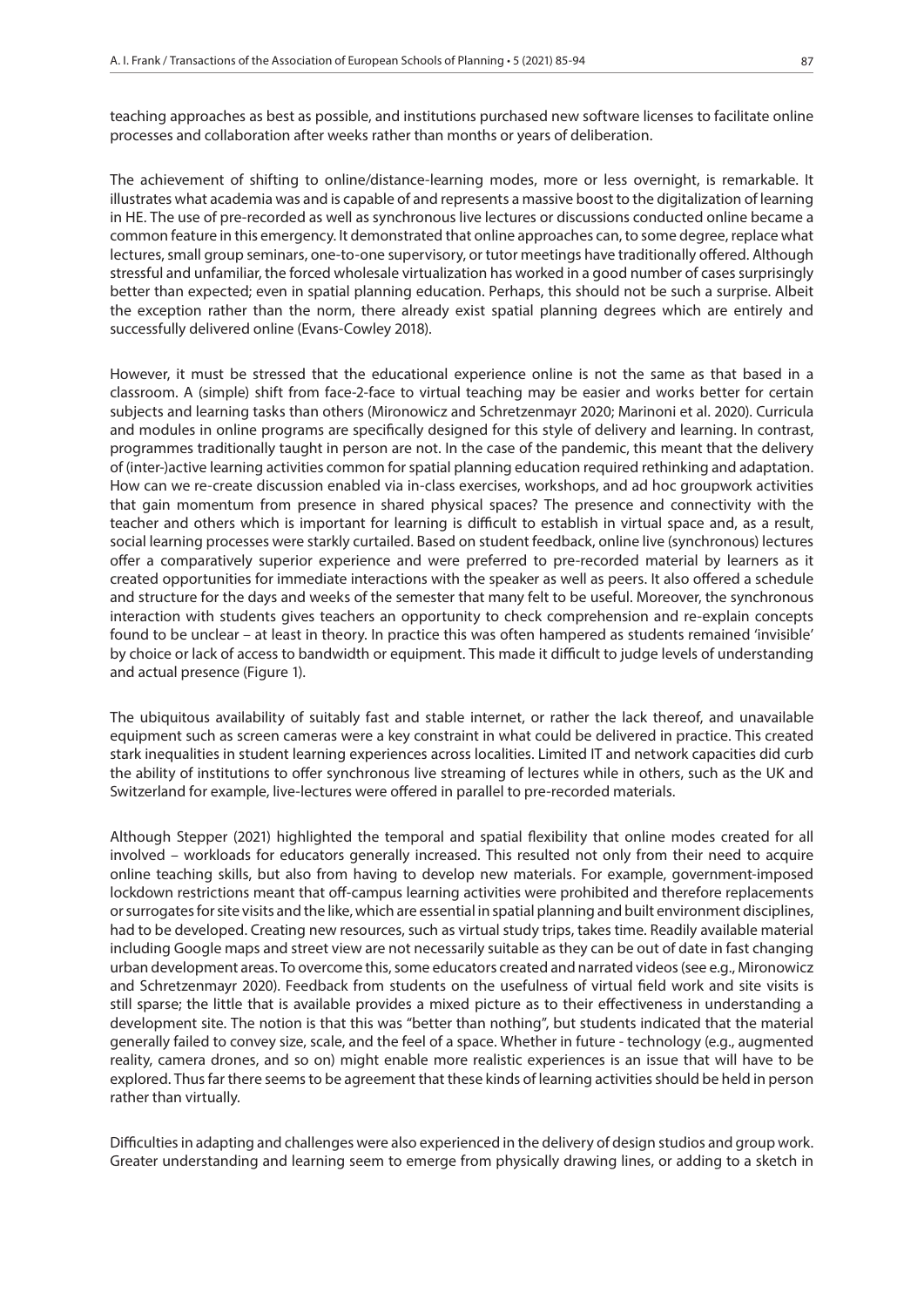teaching approaches as best as possible, and institutions purchased new software licenses to facilitate online processes and collaboration after weeks rather than months or years of deliberation.

The achievement of shifting to online/distance-learning modes, more or less overnight, is remarkable. It illustrates what academia was and is capable of and represents a massive boost to the digitalization of learning in HE. The use of pre-recorded as well as synchronous live lectures or discussions conducted online became a common feature in this emergency. It demonstrated that online approaches can, to some degree, replace what lectures, small group seminars, one-to-one supervisory, or tutor meetings have traditionally offered. Although stressful and unfamiliar, the forced wholesale virtualization has worked in a good number of cases surprisingly better than expected; even in spatial planning education. Perhaps, this should not be such a surprise. Albeit the exception rather than the norm, there already exist spatial planning degrees which are entirely and successfully delivered online (Evans-Cowley 2018).

However, it must be stressed that the educational experience online is not the same as that based in a classroom. A (simple) shift from face-2-face to virtual teaching may be easier and works better for certain subjects and learning tasks than others (Mironowicz and Schretzenmayr 2020; Marinoni et al. 2020). Curricula and modules in online programs are specifically designed for this style of delivery and learning. In contrast, programmes traditionally taught in person are not. In the case of the pandemic, this meant that the delivery of (inter-)active learning activities common for spatial planning education required rethinking and adaptation. How can we re-create discussion enabled via in-class exercises, workshops, and ad hoc groupwork activities that gain momentum from presence in shared physical spaces? The presence and connectivity with the teacher and others which is important for learning is difficult to establish in virtual space and, as a result, social learning processes were starkly curtailed. Based on student feedback, online live (synchronous) lectures offer a comparatively superior experience and were preferred to pre-recorded material by learners as it created opportunities for immediate interactions with the speaker as well as peers. It also offered a schedule and structure for the days and weeks of the semester that many felt to be useful. Moreover, the synchronous interaction with students gives teachers an opportunity to check comprehension and re-explain concepts found to be unclear – at least in theory. In practice this was often hampered as students remained 'invisible' by choice or lack of access to bandwidth or equipment. This made it difficult to judge levels of understanding and actual presence (Figure 1).

The ubiquitous availability of suitably fast and stable internet, or rather the lack thereof, and unavailable equipment such as screen cameras were a key constraint in what could be delivered in practice. This created stark inequalities in student learning experiences across localities. Limited IT and network capacities did curb the ability of institutions to offer synchronous live streaming of lectures while in others, such as the UK and Switzerland for example, live-lectures were offered in parallel to pre-recorded materials.

Although Stepper (2021) highlighted the temporal and spatial flexibility that online modes created for all involved – workloads for educators generally increased. This resulted not only from their need to acquire online teaching skills, but also from having to develop new materials. For example, government-imposed lockdown restrictions meant that off-campus learning activities were prohibited and therefore replacements or surrogates for site visits and the like, which are essential in spatial planning and built environment disciplines, had to be developed. Creating new resources, such as virtual study trips, takes time. Readily available material including Google maps and street view are not necessarily suitable as they can be out of date in fast changing urban development areas. To overcome this, some educators created and narrated videos (see e.g., Mironowicz and Schretzenmayr 2020). Feedback from students on the usefulness of virtual field work and site visits is still sparse; the little that is available provides a mixed picture as to their effectiveness in understanding a development site. The notion is that this was "better than nothing", but students indicated that the material generally failed to convey size, scale, and the feel of a space. Whether in future - technology (e.g., augmented reality, camera drones, and so on) might enable more realistic experiences is an issue that will have to be explored. Thus far there seems to be agreement that these kinds of learning activities should be held in person rather than virtually.

Difficulties in adapting and challenges were also experienced in the delivery of design studios and group work. Greater understanding and learning seem to emerge from physically drawing lines, or adding to a sketch in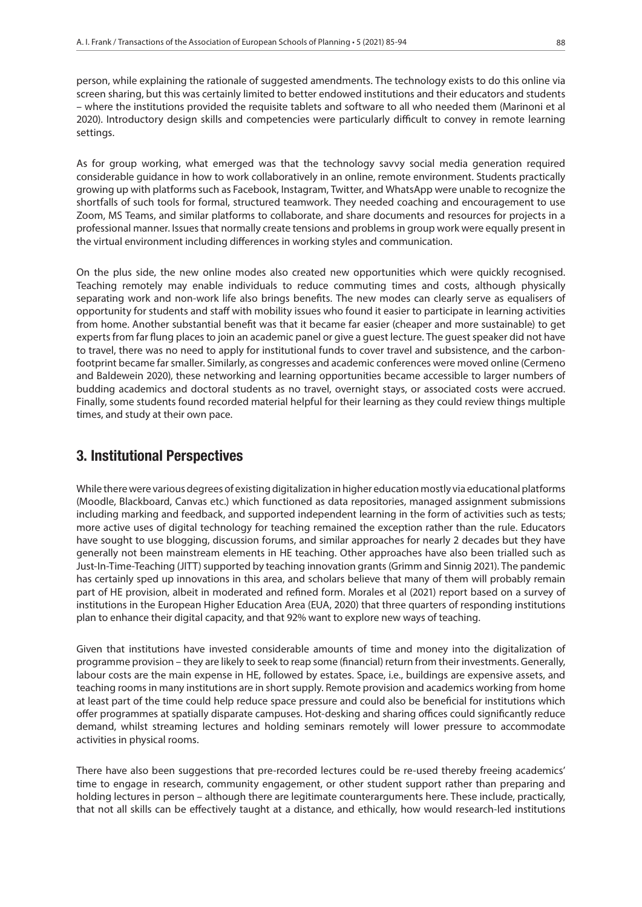person, while explaining the rationale of suggested amendments. The technology exists to do this online via screen sharing, but this was certainly limited to better endowed institutions and their educators and students – where the institutions provided the requisite tablets and software to all who needed them (Marinoni et al 2020). Introductory design skills and competencies were particularly difficult to convey in remote learning settings.

As for group working, what emerged was that the technology savvy social media generation required considerable guidance in how to work collaboratively in an online, remote environment. Students practically growing up with platforms such as Facebook, Instagram, Twitter, and WhatsApp were unable to recognize the shortfalls of such tools for formal, structured teamwork. They needed coaching and encouragement to use Zoom, MS Teams, and similar platforms to collaborate, and share documents and resources for projects in a professional manner. Issues that normally create tensions and problems in group work were equally present in the virtual environment including differences in working styles and communication.

On the plus side, the new online modes also created new opportunities which were quickly recognised. Teaching remotely may enable individuals to reduce commuting times and costs, although physically separating work and non-work life also brings benefits. The new modes can clearly serve as equalisers of opportunity for students and staff with mobility issues who found it easier to participate in learning activities from home. Another substantial benefit was that it became far easier (cheaper and more sustainable) to get experts from far flung places to join an academic panel or give a guest lecture. The guest speaker did not have to travel, there was no need to apply for institutional funds to cover travel and subsistence, and the carbon-footprint became far smaller. Similarly, as congresses and academic conferences were moved online (Cermeno and Baldewein 2020), these networking and learning opportunities became accessible to larger numbers of budding academics and doctoral students as no travel, overnight stays, or associated costs were accrued. Finally, some students found recorded material helpful for their learning as they could review things multiple times, and study at their own pace.

## 3. Institutional Perspectives

While there were various degrees of existing digitalization in higher education mostly via educational platforms (Moodle, Blackboard, Canvas etc.) which functioned as data repositories, managed assignment submissions including marking and feedback, and supported independent learning in the form of activities such as tests; more active uses of digital technology for teaching remained the exception rather than the rule. Educators have sought to use blogging, discussion forums, and similar approaches for nearly 2 decades but they have generally not been mainstream elements in HE teaching. Other approaches have also been trialled such as Just-In-Time-Teaching (JITT) supported by teaching innovation grants (Grimm and Sinnig 2021). The pandemic has certainly sped up innovations in this area, and scholars believe that many of them will probably remain part of HE provision, albeit in moderated and refined form. Morales et al (2021) report based on a survey of institutions in the European Higher Education Area (EUA, 2020) that three quarters of responding institutions plan to enhance their digital capacity, and that 92% want to explore new ways of teaching.

Given that institutions have invested considerable amounts of time and money into the digitalization of programme provision – they are likely to seek to reap some (financial) return from their investments. Generally, labour costs are the main expense in HE, followed by estates. Space, i.e., buildings are expensive assets, and teaching rooms in many institutions are in short supply. Remote provision and academics working from home at least part of the time could help reduce space pressure and could also be beneficial for institutions which offer programmes at spatially disparate campuses. Hot-desking and sharing offices could significantly reduce demand, whilst streaming lectures and holding seminars remotely will lower pressure to accommodate activities in physical rooms.

There have also been suggestions that pre-recorded lectures could be re-used thereby freeing academics' time to engage in research, community engagement, or other student support rather than preparing and holding lectures in person – although there are legitimate counterarguments here. These include, practically, that not all skills can be effectively taught at a distance, and ethically, how would research-led institutions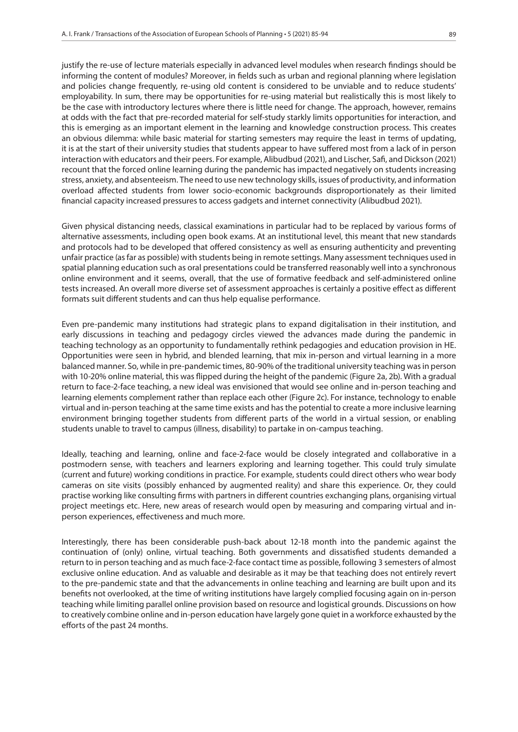justify the re-use of lecture materials especially in advanced level modules when research findings should be informing the content of modules? Moreover, in fields such as urban and regional planning where legislation and policies change frequently, re-using old content is considered to be unviable and to reduce students' employability. In sum, there may be opportunities for re-using material but realistically this is most likely to be the case with introductory lectures where there is little need for change. The approach, however, remains at odds with the fact that pre-recorded material for self-study starkly limits opportunities for interaction, and this is emerging as an important element in the learning and knowledge construction process. This creates an obvious dilemma: while basic material for starting semesters may require the least in terms of updating, it is at the start of their university studies that students appear to have suffered most from a lack of in person interaction with educators and their peers. For example, Alibudbud (2021), and Lischer, Safi, and Dickson (2021) recount that the forced online learning during the pandemic has impacted negatively on students increasing stress, anxiety, and absenteeism. The need to use new technology skills, issues of productivity, and information overload affected students from lower socio-economic backgrounds disproportionately as their limited financial capacity increased pressures to access gadgets and internet connectivity (Alibudbud 2021).

Given physical distancing needs, classical examinations in particular had to be replaced by various forms of alternative assessments, including open book exams. At an institutional level, this meant that new standards and protocols had to be developed that offered consistency as well as ensuring authenticity and preventing unfair practice (as far as possible) with students being in remote settings. Many assessment techniques used in spatial planning education such as oral presentations could be transferred reasonably well into a synchronous online environment and it seems, overall, that the use of formative feedback and self-administered online tests increased. An overall more diverse set of assessment approaches is certainly a positive effect as different formats suit different students and can thus help equalise performance.

Even pre-pandemic many institutions had strategic plans to expand digitalisation in their institution, and early discussions in teaching and pedagogy circles viewed the advances made during the pandemic in teaching technology as an opportunity to fundamentally rethink pedagogies and education provision in HE. Opportunities were seen in hybrid, and blended learning, that mix in-person and virtual learning in a more balanced manner. So, while in pre-pandemic times, 80-90% of the traditional university teaching was in person with 10-20% online material, this was flipped during the height of the pandemic (Figure 2a, 2b). With a gradual return to face-2-face teaching, a new ideal was envisioned that would see online and in-person teaching and learning elements complement rather than replace each other (Figure 2c). For instance, technology to enable virtual and in-person teaching at the same time exists and has the potential to create a more inclusive learning environment bringing together students from different parts of the world in a virtual session, or enabling students unable to travel to campus (illness, disability) to partake in on-campus teaching.

Ideally, teaching and learning, online and face-2-face would be closely integrated and collaborative in a postmodern sense, with teachers and learners exploring and learning together. This could truly simulate (current and future) working conditions in practice. For example, students could direct others who wear body cameras on site visits (possibly enhanced by augmented reality) and share this experience. Or, they could practise working like consulting firms with partners in different countries exchanging plans, organising virtual project meetings etc. Here, new areas of research would open by measuring and comparing virtual and in-person experiences, effectiveness and much more.

Interestingly, there has been considerable push-back about 12-18 month into the pandemic against the continuation of (only) online, virtual teaching. Both governments and dissatisfied students demanded a return to in person teaching and as much face-2-face contact time as possible, following 3 semesters of almost exclusive online education. And as valuable and desirable as it may be that teaching does not entirely revert to the pre-pandemic state and that the advancements in online teaching and learning are built upon and its benefits not overlooked, at the time of writing institutions have largely complied focusing again on in-person teaching while limiting parallel online provision based on resource and logistical grounds. Discussions on how to creatively combine online and in-person education have largely gone quiet in a workforce exhausted by the efforts of the past 24 months.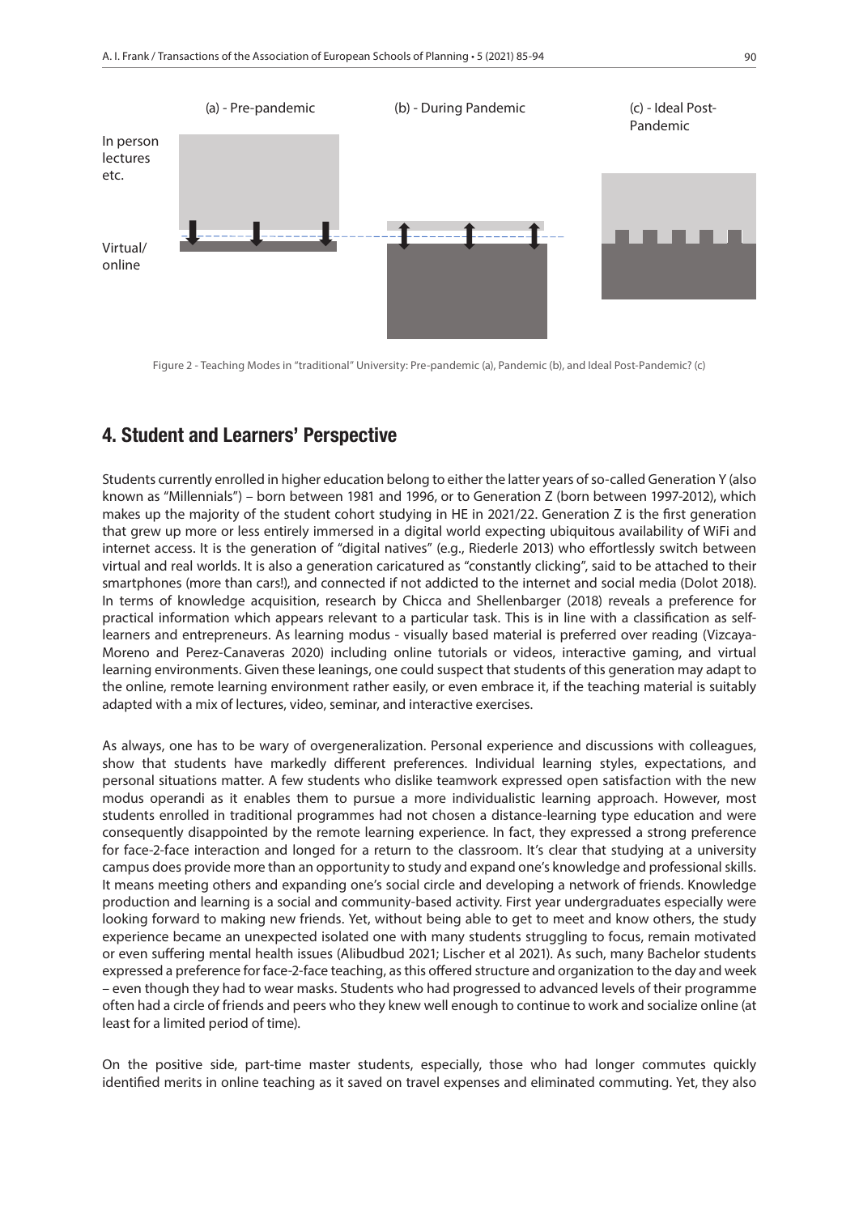(a) - Pre-pandemic

(b) - During Pandemic

(c) - Ideal Post-Pandemic

In person lectures etc.

Virtual/ online

Figure 2 - Teaching Modes in "traditional" University: Pre-pandemic (a), Pandemic (b), and Ideal Post-Pandemic? (c)

## 4. Student and Learners' Perspective

Students currently enrolled in higher education belong to either the latter years of so-called Generation Y (also known as "Millennials") – born between 1981 and 1996, or to Generation Z (born between 1997-2012), which makes up the majority of the student cohort studying in HE in 2021/22. Generation Z is the first generation that grew up more or less entirely immersed in a digital world expecting ubiquitous availability of WiFi and internet access. It is the generation of "digital natives" (e.g., Riederle 2013) who effortlessly switch between virtual and real worlds. It is also a generation caricatured as "constantly clicking", said to be attached to their smartphones (more than cars!), and connected if not addicted to the internet and social media (Dolot 2018). In terms of knowledge acquisition, research by Chicca and Shellenbarger (2018) reveals a preference for practical information which appears relevant to a particular task. This is in line with a classification as self-learners and entrepreneurs. As learning modus - visually based material is preferred over reading (Vizcaya-Moreno and Perez-Canaveras 2020) including online tutorials or videos, interactive gaming, and virtual learning environments. Given these leanings, one could suspect that students of this generation may adapt to the online, remote learning environment rather easily, or even embrace it, if the teaching material is suitably adapted with a mix of lectures, video, seminar, and interactive exercises.

As always, one has to be wary of overgeneralization. Personal experience and discussions with colleagues, show that students have markedly different preferences. Individual learning styles, expectations, and personal situations matter. A few students who dislike teamwork expressed open satisfaction with the new modus operandi as it enables them to pursue a more individualistic learning approach. However, most students enrolled in traditional programmes had not chosen a distance-learning type education and were consequently disappointed by the remote learning experience. In fact, they expressed a strong preference for face-2-face interaction and longed for a return to the classroom. It's clear that studying at a university campus does provide more than an opportunity to study and expand one's knowledge and professional skills. It means meeting others and expanding one's social circle and developing a network of friends. Knowledge production and learning is a social and community-based activity. First year undergraduates especially were looking forward to making new friends. Yet, without being able to get to meet and know others, the study experience became an unexpected isolated one with many students struggling to focus, remain motivated or even suffering mental health issues (Alibudbud 2021; Lischer et al 2021). As such, many Bachelor students expressed a preference for face-2-face teaching, as this offered structure and organization to the day and week – even though they had to wear masks. Students who had progressed to advanced levels of their programme often had a circle of friends and peers who they knew well enough to continue to work and socialize online (at least for a limited period of time).

On the positive side, part-time master students, especially, those who had longer commutes quickly identified merits in online teaching as it saved on travel expenses and eliminated commuting. Yet, they also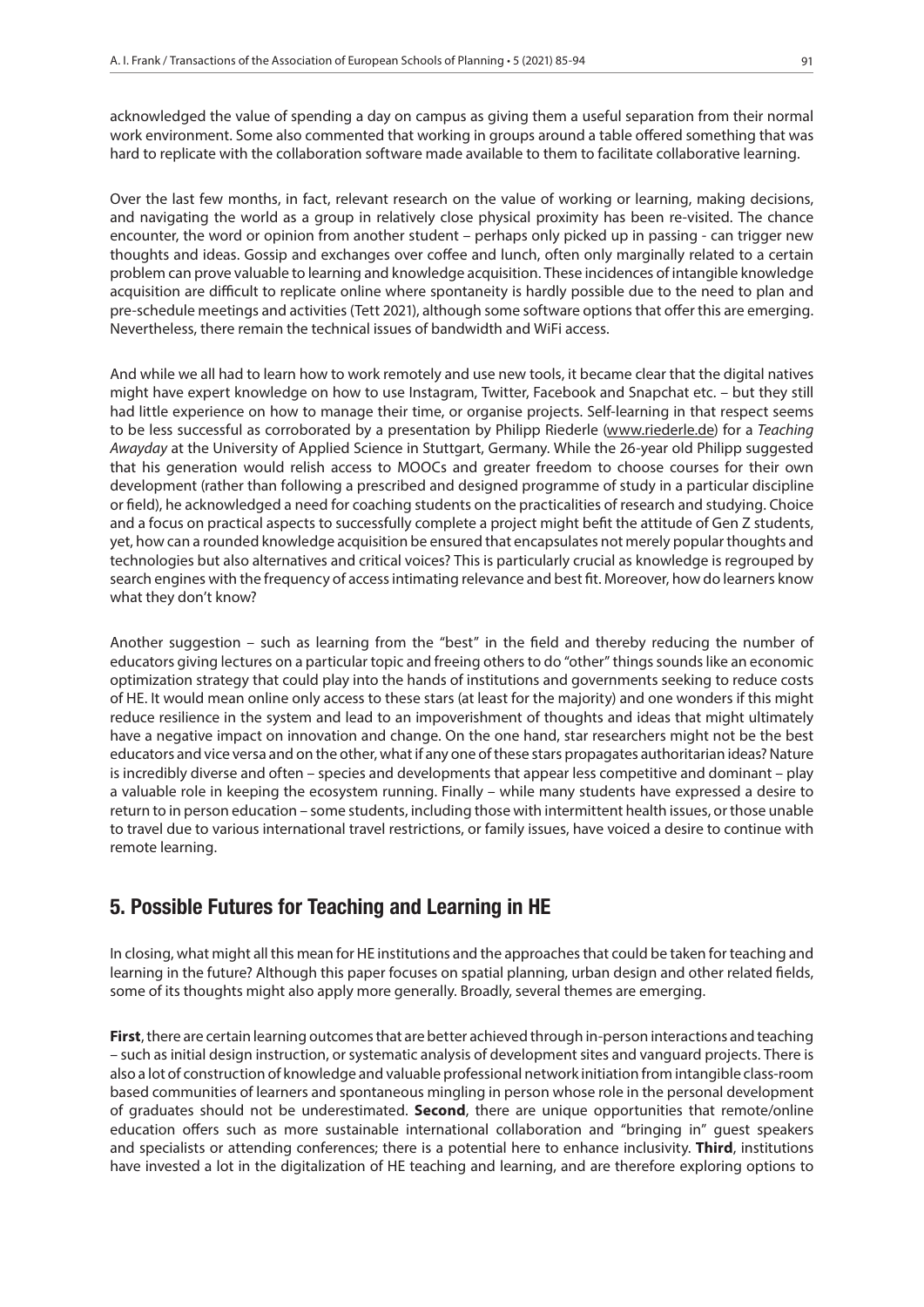acknowledged the value of spending a day on campus as giving them a useful separation from their normal work environment. Some also commented that working in groups around a table offered something that was hard to replicate with the collaboration software made available to them to facilitate collaborative learning.

Over the last few months, in fact, relevant research on the value of working or learning, making decisions, and navigating the world as a group in relatively close physical proximity has been re-visited. The chance encounter, the word or opinion from another student – perhaps only picked up in passing - can trigger new thoughts and ideas. Gossip and exchanges over coffee and lunch, often only marginally related to a certain problem can prove valuable to learning and knowledge acquisition. These incidences of intangible knowledge acquisition are difficult to replicate online where spontaneity is hardly possible due to the need to plan and pre-schedule meetings and activities (Tett 2021), although some software options that offer this are emerging. Nevertheless, there remain the technical issues of bandwidth and WiFi access.

And while we all had to learn how to work remotely and use new tools, it became clear that the digital natives might have expert knowledge on how to use Instagram, Twitter, Facebook and Snapchat etc. – but they still had little experience on how to manage their time, or organise projects. Self-learning in that respect seems to be less successful as corroborated by a presentation by Philipp Riederle (www.riederle.de) for a *Teaching Awayday* at the University of Applied Science in Stuttgart, Germany. While the 26-year old Philipp suggested that his generation would relish access to MOOCs and greater freedom to choose courses for their own development (rather than following a prescribed and designed programme of study in a particular discipline or field), he acknowledged a need for coaching students on the practicalities of research and studying. Choice and a focus on practical aspects to successfully complete a project might befit the attitude of Gen Z students, yet, how can a rounded knowledge acquisition be ensured that encapsulates not merely popular thoughts and technologies but also alternatives and critical voices? This is particularly crucial as knowledge is regrouped by search engines with the frequency of access intimating relevance and best fit. Moreover, how do learners know what they don't know?

Another suggestion – such as learning from the "best" in the field and thereby reducing the number of educators giving lectures on a particular topic and freeing others to do "other" things sounds like an economic optimization strategy that could play into the hands of institutions and governments seeking to reduce costs of HE. It would mean online only access to these stars (at least for the majority) and one wonders if this might reduce resilience in the system and lead to an impoverishment of thoughts and ideas that might ultimately have a negative impact on innovation and change. On the one hand, star researchers might not be the best educators and vice versa and on the other, what if any one of these stars propagates authoritarian ideas? Nature is incredibly diverse and often – species and developments that appear less competitive and dominant – play a valuable role in keeping the ecosystem running. Finally – while many students have expressed a desire to return to in person education – some students, including those with intermittent health issues, or those unable to travel due to various international travel restrictions, or family issues, have voiced a desire to continue with remote learning.

## 5. Possible Futures for Teaching and Learning in HE

In closing, what might all this mean for HE institutions and the approaches that could be taken for teaching and learning in the future? Although this paper focuses on spatial planning, urban design and other related fields, some of its thoughts might also apply more generally. Broadly, several themes are emerging.

**First**, there are certain learning outcomes that are better achieved through in-person interactions and teaching – such as initial design instruction, or systematic analysis of development sites and vanguard projects. There is also a lot of construction of knowledge and valuable professional network initiation from intangible class-room based communities of learners and spontaneous mingling in person whose role in the personal development of graduates should not be underestimated. **Second**, there are unique opportunities that remote/online education offers such as more sustainable international collaboration and "bringing in" guest speakers and specialists or attending conferences; there is a potential here to enhance inclusivity. **Third**, institutions have invested a lot in the digitalization of HE teaching and learning, and are therefore exploring options to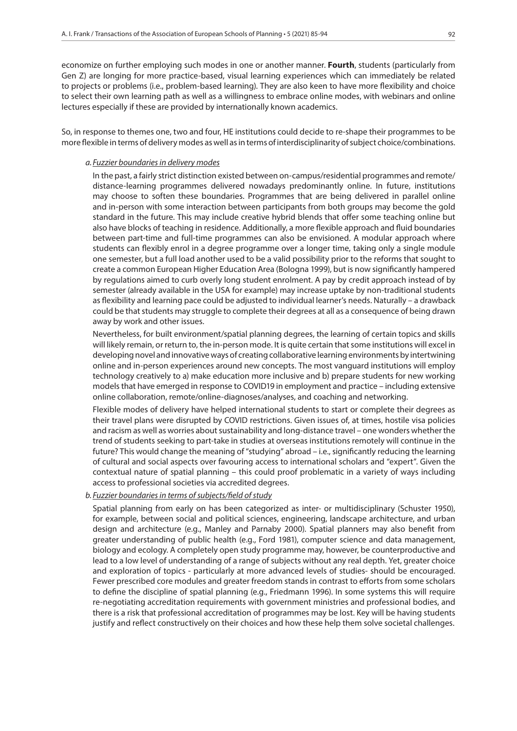economize on further employing such modes in one or another manner. **Fourth**, students (particularly from Gen Z) are longing for more practice-based, visual learning experiences which can immediately be related to projects or problems (i.e., problem-based learning). They are also keen to have more flexibility and choice to select their own learning path as well as a willingness to embrace online modes, with webinars and online lectures especially if these are provided by internationally known academics.

So, in response to themes one, two and four, HE institutions could decide to re-shape their programmes to be more flexible in terms of delivery modes as well as in terms of interdisciplinarity of subject choice/combinations.

*a. Fuzzier boundaries in delivery modes*

In the past, a fairly strict distinction existed between on-campus/residential programmes and remote/distance-learning programmes delivered nowadays predominantly online. In future, institutions may choose to soften these boundaries. Programmes that are being delivered in parallel online and in-person with some interaction between participants from both groups may become the gold standard in the future. This may include creative hybrid blends that offer some teaching online but also have blocks of teaching in residence. Additionally, a more flexible approach and fluid boundaries between part-time and full-time programmes can also be envisioned. A modular approach where students can flexibly enrol in a degree programme over a longer time, taking only a single module one semester, but a full load another used to be a valid possibility prior to the reforms that sought to create a common European Higher Education Area (Bologna 1999), but is now significantly hampered by regulations aimed to curb overly long student enrolment. A pay by credit approach instead of by semester (already available in the USA for example) may increase uptake by non-traditional students as flexibility and learning pace could be adjusted to individual learner's needs. Naturally – a drawback could be that students may struggle to complete their degrees at all as a consequence of being drawn away by work and other issues.

Nevertheless, for built environment/spatial planning degrees, the learning of certain topics and skills will likely remain, or return to, the in-person mode. It is quite certain that some institutions will excel in developing novel and innovative ways of creating collaborative learning environments by intertwining online and in-person experiences around new concepts. The most vanguard institutions will employ technology creatively to a) make education more inclusive and b) prepare students for new working models that have emerged in response to COVID19 in employment and practice – including extensive online collaboration, remote/online-diagnoses/analyses, and coaching and networking.

Flexible modes of delivery have helped international students to start or complete their degrees as their travel plans were disrupted by COVID restrictions. Given issues of, at times, hostile visa policies and racism as well as worries about sustainability and long-distance travel – one wonders whether the trend of students seeking to part-take in studies at overseas institutions remotely will continue in the future? This would change the meaning of "studying" abroad – i.e., significantly reducing the learning of cultural and social aspects over favouring access to international scholars and "expert". Given the contextual nature of spatial planning – this could proof problematic in a variety of ways including access to professional societies via accredited degrees.

*b. Fuzzier boundaries in terms of subjects/field of study*

Spatial planning from early on has been categorized as inter- or multidisciplinary (Schuster 1950), for example, between social and political sciences, engineering, landscape architecture, and urban design and architecture (e.g., Manley and Parnaby 2000). Spatial planners may also benefit from greater understanding of public health (e.g., Ford 1981), computer science and data management, biology and ecology. A completely open study programme may, however, be counterproductive and lead to a low level of understanding of a range of subjects without any real depth. Yet, greater choice and exploration of topics - particularly at more advanced levels of studies- should be encouraged. Fewer prescribed core modules and greater freedom stands in contrast to efforts from some scholars to define the discipline of spatial planning (e.g., Friedmann 1996). In some systems this will require re-negotiating accreditation requirements with government ministries and professional bodies, and there is a risk that professional accreditation of programmes may be lost. Key will be having students justify and reflect constructively on their choices and how these help them solve societal challenges.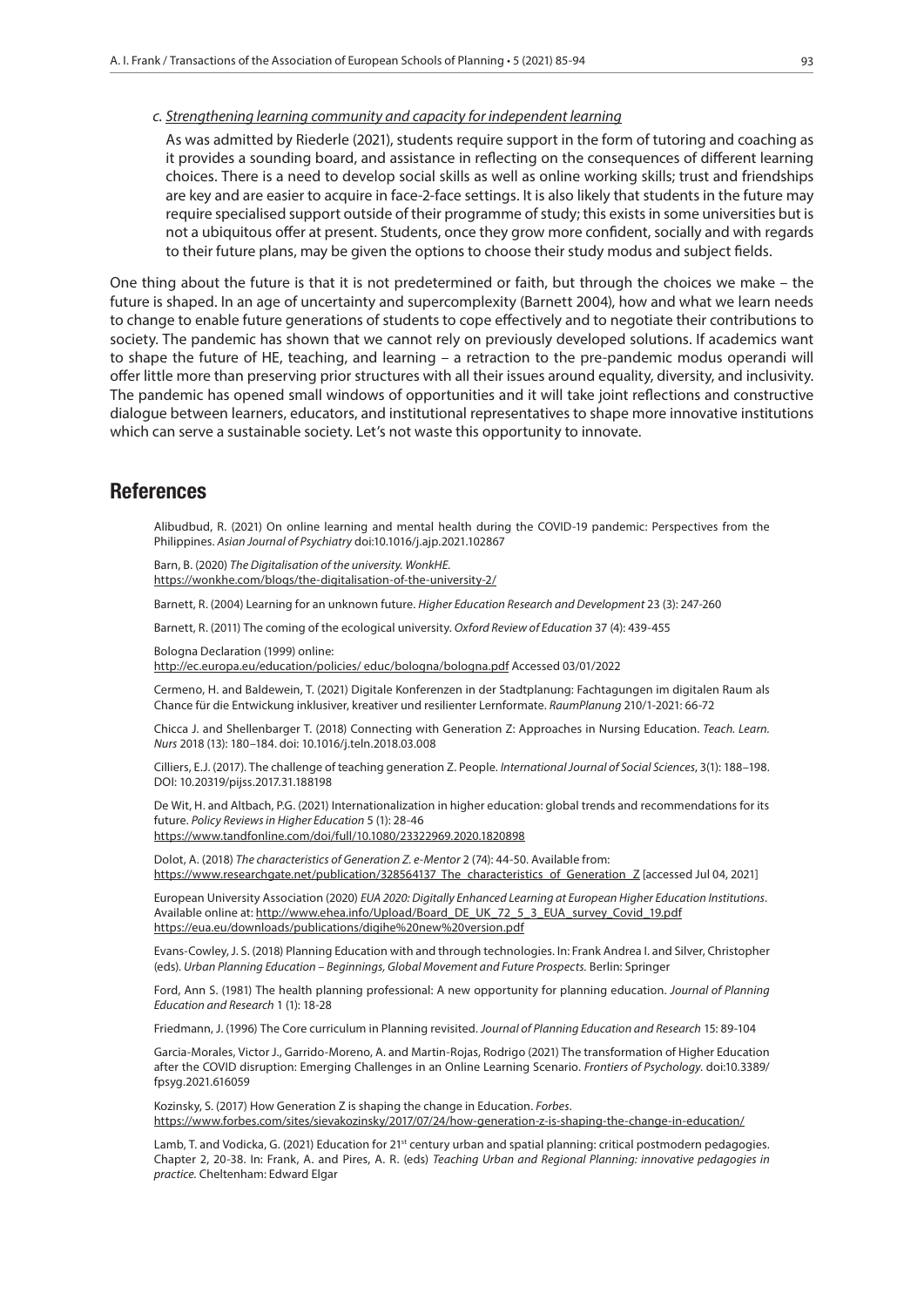*c. Strengthening learning community and capacity for independent learning*

As was admitted by Riederle (2021), students require support in the form of tutoring and coaching as it provides a sounding board, and assistance in reflecting on the consequences of different learning choices. There is a need to develop social skills as well as online working skills; trust and friendships are key and are easier to acquire in face-2-face settings. It is also likely that students in the future may require specialised support outside of their programme of study; this exists in some universities but is not a ubiquitous offer at present. Students, once they grow more confident, socially and with regards to their future plans, may be given the options to choose their study modus and subject fields.

One thing about the future is that it is not predetermined or faith, but through the choices we make – the future is shaped. In an age of uncertainty and supercomplexity (Barnett 2004), how and what we learn needs to change to enable future generations of students to cope effectively and to negotiate their contributions to society. The pandemic has shown that we cannot rely on previously developed solutions. If academics want to shape the future of HE, teaching, and learning – a retraction to the pre-pandemic modus operandi will offer little more than preserving prior structures with all their issues around equality, diversity, and inclusivity. The pandemic has opened small windows of opportunities and it will take joint reflections and constructive dialogue between learners, educators, and institutional representatives to shape more innovative institutions which can serve a sustainable society. Let's not waste this opportunity to innovate.

## References

Alibudbud, R. (2021) On online learning and mental health during the COVID-19 pandemic: Perspectives from the Philippines. *Asian Journal of Psychiatry* doi:10.1016/j.ajp.2021.102867

Barn, B. (2020) *The Digitalisation of the university. WonkHE.* https://wonkhe.com/blogs/the-digitalisation-of-the-university-2/

Barnett, R. (2004) Learning for an unknown future. *Higher Education Research and Development* 23 (3): 247-260

Barnett, R. (2011) The coming of the ecological university. *Oxford Review of Education* 37 (4): 439-455

Bologna Declaration (1999) online: http://ec.europa.eu/education/policies/ educ/bologna/bologna.pdf Accessed 03/01/2022

Cermeno, H. and Baldewein, T. (2021) Digitale Konferenzen in der Stadtplanung: Fachtagungen im digitalen Raum als Chance für die Entwicklung inklusiver, kreativer und resilienter Lernformate. *RaumPlanung* 210/1-2021: 66-72

Chicca J. and Shellenbarger T. (2018) Connecting with Generation Z: Approaches in Nursing Education. *Teach. Learn. Nurs* 2018 (13): 180–184. doi: 10.1016/j.teln.2018.03.008

Cilliers, E.J. (2017). The challenge of teaching generation Z. People. *International Journal of Social Sciences*, 3(1): 188–198. DOI: 10.20319/pijss.2017.31.188198

De Wit, H. and Altbach, P.G. (2021) Internationalization in higher education: global trends and recommendations for its future. *Policy Reviews in Higher Education* 5 (1): 28-46 https://www.tandfonline.com/doi/full/10.1080/23322969.2020.1820898

Dolot, A. (2018) *The characteristics of Generation Z. e-Mentor* 2 (74): 44-50. Available from: https://www.researchgate.net/publication/328564137_The_characteristics_of_Generation_Z [accessed Jul 04, 2021]

European University Association (2020) *EUA 2020: Digitally Enhanced Learning at European Higher Education Institutions*. Available online at: http://www.ehea.info/Upload/Board_DE_UK_72_5_3_EUA_survey_Covid_19.pdf https://eua.eu/downloads/publications/digihe%20new%20version.pdf

Evans-Cowley, J. S. (2018) Planning Education with and through technologies. In: Frank Andrea I. and Silver, Christopher (eds). *Urban Planning Education – Beginnings, Global Movement and Future Prospects*. Berlin: Springer

Ford, Ann S. (1981) The health planning professional: A new opportunity for planning education. *Journal of Planning Education and Research* 1 (1): 18-28

Friedmann, J. (1996) The Core curriculum in Planning revisited. *Journal of Planning Education and Research* 15: 89-104

Garcia-Morales, Victor J., Garrido-Moreno, A. and Martin-Rojas, Rodrigo (2021) The transformation of Higher Education after the COVID disruption: Emerging Challenges in an Online Learning Scenario. *Frontiers of Psychology*. doi:10.3389/fpsyg.2021.616059

Kozinsky, S. (2017) How Generation Z is shaping the change in Education. *Forbes*. https://www.forbes.com/sites/sievakozinsky/2017/07/24/how-generation-z-is-shaping-the-change-in-education/

Lamb, T. and Vodicka, G. (2021) Education for 21st century urban and spatial planning: critical postmodern pedagogies. Chapter 2, 20-38. In: Frank, A. and Pires, A. R. (eds) *Teaching Urban and Regional Planning: innovative pedagogies in practice.* Cheltenham: Edward Elgar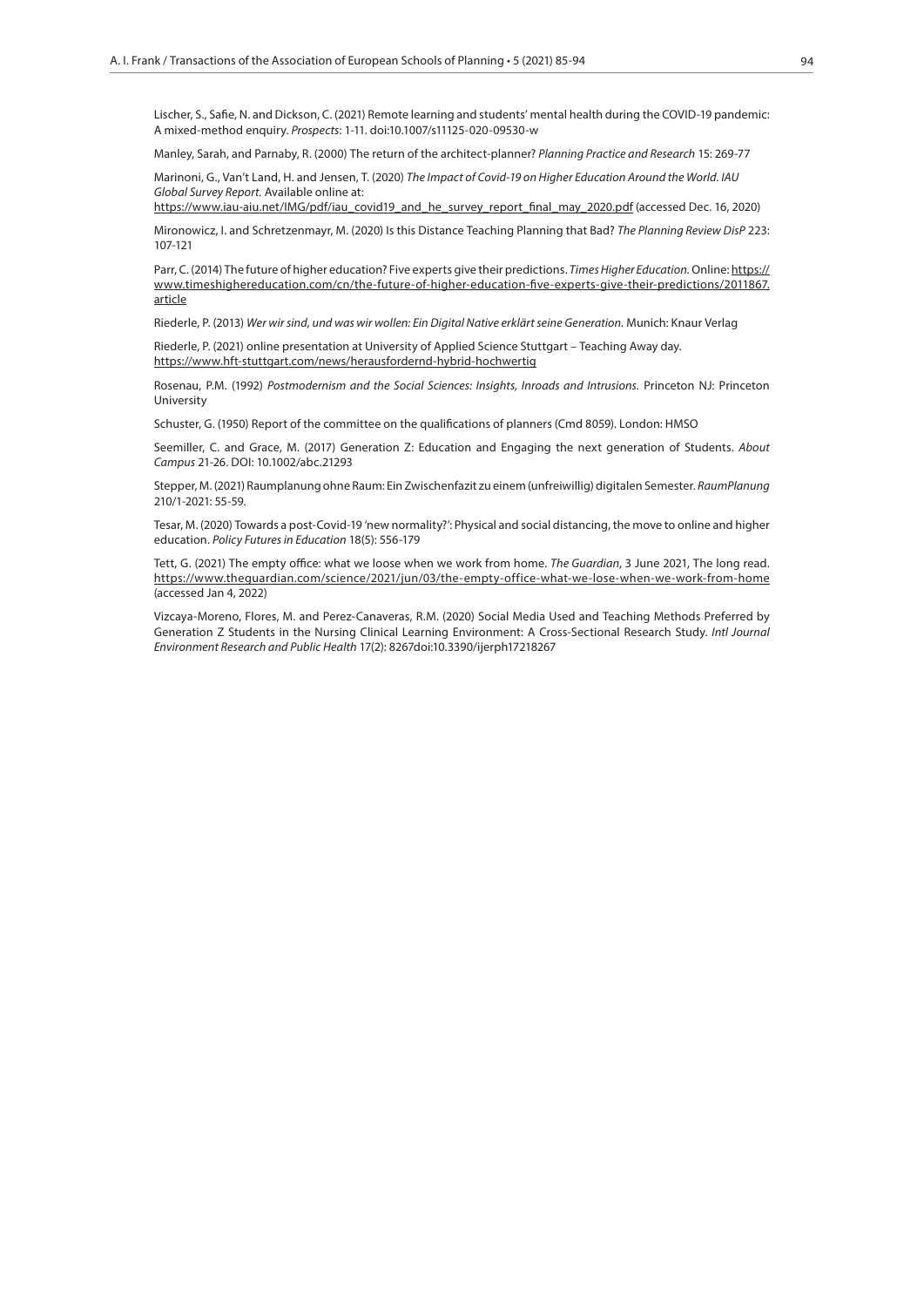Lischer, S., Safie, N. and Dickson, C. (2021) Remote learning and students' mental health during the COVID-19 pandemic: A mixed-method enquiry. *Prospects*: 1-11. doi:10.1007/s11125-020-09530-w

Manley, Sarah, and Parnaby, R. (2000) The return of the architect-planner? *Planning Practice and Research* 15: 269-77

Marinoni, G., Van't Land, H. and Jensen, T. (2020) *The Impact of Covid-19 on Higher Education Around the World. IAU Global Survey Report.* Available online at: https://www.iau-aiu.net/IMG/pdf/iau_covid19_and_he_survey_report_final_may_2020.pdf (accessed Dec. 16, 2020)

Mironowicz, I. and Schretzenmayr, M. (2020) Is this Distance Teaching Planning that Bad? *The Planning Review DisP* 223: 107-121

Parr, C. (2014) The future of higher education? Five experts give their predictions. *Times Higher Education.* Online: https://www.timeshighereducation.com/cn/the-future-of-higher-education-five-experts-give-their-predictions/2011867.article

Riederle, P. (2013) *Wer wir sind, und was wir wollen: Ein Digital Native erklärt seine Generation.* Munich: Knaur Verlag

Riederle, P. (2021) online presentation at University of Applied Science Stuttgart – Teaching Away day. https://www.hft-stuttgart.com/news/herausfordernd-hybrid-hochwertig

Rosenau, P.M. (1992) *Postmodernism and the Social Sciences: Insights, Inroads and Intrusions.* Princeton NJ: Princeton University

Schuster, G. (1950) Report of the committee on the qualifications of planners (Cmd 8059). London: HMSO

Seemiller, C. and Grace, M. (2017) Generation Z: Education and Engaging the next generation of Students. *About Campus* 21-26. DOI: 10.1002/abc.21293

Stepper, M. (2021) Raumplanung ohne Raum: Ein Zwischenfazit zu einem (unfreiwillig) digitalen Semester. *RaumPlanung* 210/1-2021: 55-59.

Tesar, M. (2020) Towards a post-Covid-19 'new normality?': Physical and social distancing, the move to online and higher education. *Policy Futures in Education* 18(5): 556-179

Tett, G. (2021) The empty office: what we loose when we work from home. *The Guardian*, 3 June 2021, The long read. https://www.theguardian.com/science/2021/jun/03/the-empty-office-what-we-lose-when-we-work-from-home (accessed Jan 4, 2022)

Vizcaya-Moreno, Flores, M. and Perez-Canaveras, R.M. (2020) Social Media Used and Teaching Methods Preferred by Generation Z Students in the Nursing Clinical Learning Environment: A Cross-Sectional Research Study. *Intl Journal Environment Research and Public Health* 17(2): 8267doi:10.3390/ijerph17218267